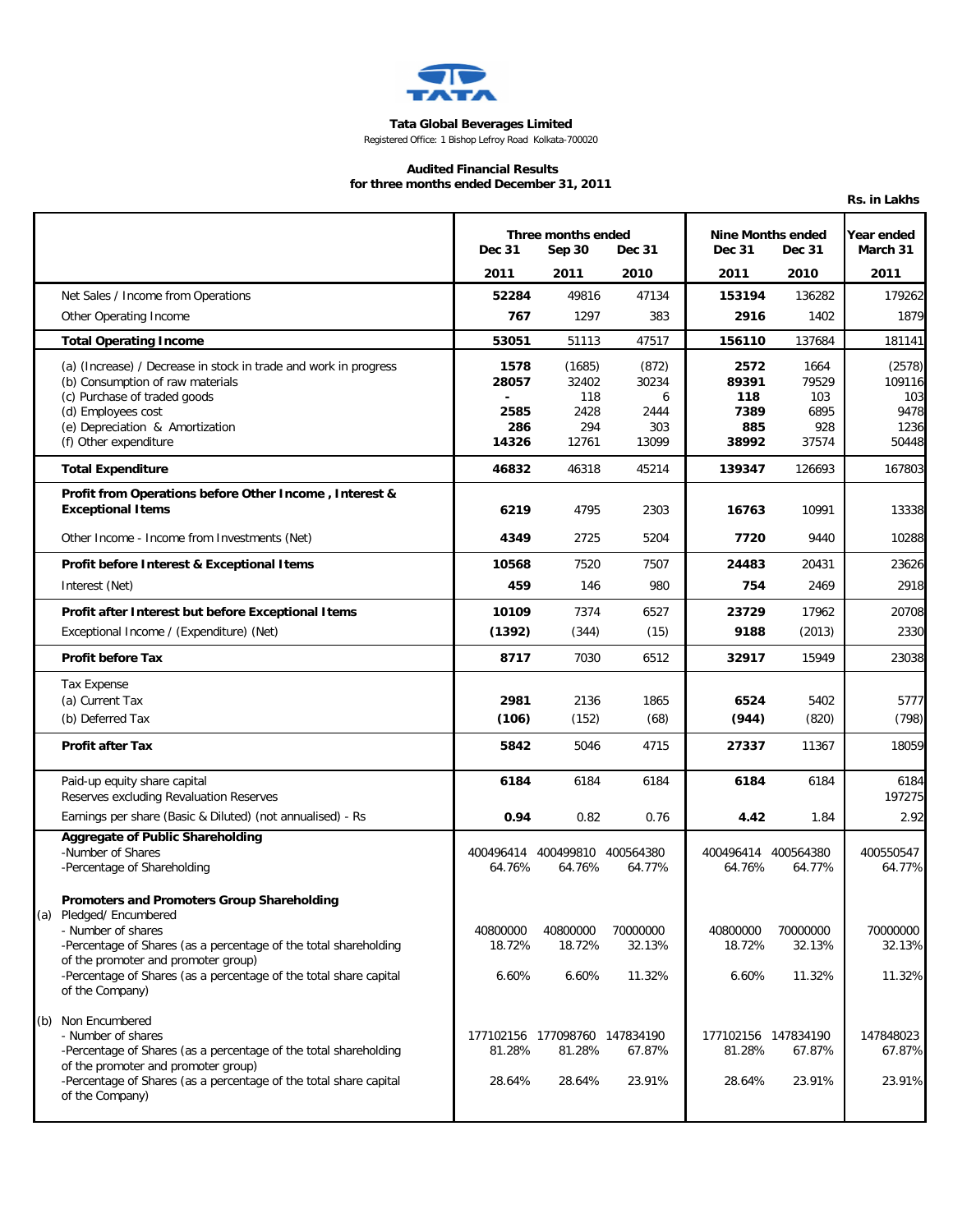**TATA**

**Tata Global Beverages Limited**

Registered Office: 1 Bishop Lefroy Road Kolkata-700020

**Audited Financial Results**
**for three months ended December 31, 2011**

**Rs. in Lakhs**

| | Three months ended | | | Nine Months ended | | Year ended |
|---|---|---|---|---|---|---|
| | Dec 31 | Sep 30 | Dec 31 | Dec 31 | Dec 31 | March 31 |
| | 2011 | 2011 | 2010 | 2011 | 2010 | 2011 |
| Net Sales / Income from Operations | **52284** | 49816 | 47134 | **153194** | 136282 | 179262 |
| Other Operating Income | **767** | 1297 | 383 | **2916** | 1402 | 1879 |
| **Total Operating Income** | **53051** | 51113 | 47517 | **156110** | 137684 | 181141 |
| (a) (Increase) / Decrease in stock in trade and work in progress | **1578** | (1685) | (872) | **2572** | 1664 | (2578) |
| (b) Consumption of raw materials | **28057** | 32402 | 30234 | **89391** | 79529 | 109116 |
| (c) Purchase of traded goods | **-** | 118 | 6 | **118** | 103 | 103 |
| (d) Employees cost | **2585** | 2428 | 2444 | **7389** | 6895 | 9478 |
| (e) Depreciation & Amortization | **286** | 294 | 303 | **885** | 928 | 1236 |
| (f) Other expenditure | **14326** | 12761 | 13099 | **38992** | 37574 | 50448 |
| **Total Expenditure** | **46832** | 46318 | 45214 | **139347** | 126693 | 167803 |
| **Profit from Operations before Other Income , Interest & Exceptional Items** | **6219** | 4795 | 2303 | **16763** | 10991 | 13338 |
| Other Income - Income from Investments (Net) | **4349** | 2725 | 5204 | **7720** | 9440 | 10288 |
| **Profit before Interest & Exceptional Items** | **10568** | 7520 | 7507 | **24483** | 20431 | 23626 |
| Interest (Net) | **459** | 146 | 980 | **754** | 2469 | 2918 |
| **Profit after Interest but before Exceptional Items** | **10109** | 7374 | 6527 | **23729** | 17962 | 20708 |
| Exceptional Income / (Expenditure) (Net) | **(1392)** | (344) | (15) | **9188** | (2013) | 2330 |
| **Profit before Tax** | **8717** | 7030 | 6512 | **32917** | 15949 | 23038 |
| Tax Expense | | | | | | |
| (a) Current Tax | **2981** | 2136 | 1865 | **6524** | 5402 | 5777 |
| (b) Deferred Tax | **(106)** | (152) | (68) | **(944)** | (820) | (798) |
| **Profit after Tax** | **5842** | 5046 | 4715 | **27337** | 11367 | 18059 |
| Paid-up equity share capital | **6184** | 6184 | 6184 | **6184** | 6184 | 6184 |
| Reserves excluding Revaluation Reserves | | | | | | 197275 |
| Earnings per share (Basic & Diluted) (not annualised) - Rs | **0.94** | 0.82 | 0.76 | **4.42** | 1.84 | 2.92 |
| **Aggregate of Public Shareholding** | | | | | | |
| -Number of Shares | 400496414 | 400499810 | 400564380 | 400496414 | 400564380 | 400550547 |
| -Percentage of Shareholding | 64.76% | 64.76% | 64.77% | 64.76% | 64.77% | 64.77% |
| **Promoters and Promoters Group Shareholding** | | | | | | |
| (a) Pledged/ Encumbered | | | | | | |
| - Number of shares | 40800000 | 40800000 | 70000000 | 40800000 | 70000000 | 70000000 |
| -Percentage of Shares (as a percentage of the total shareholding of the promoter and promoter group) | 18.72% | 18.72% | 32.13% | 18.72% | 32.13% | 32.13% |
| -Percentage of Shares (as a percentage of the total share capital of the Company) | 6.60% | 6.60% | 11.32% | 6.60% | 11.32% | 11.32% |
| (b) Non Encumbered | | | | | | |
| - Number of shares | 177102156 | 177098760 | 147834190 | 177102156 | 147834190 | 147848023 |
| -Percentage of Shares (as a percentage of the total shareholding of the promoter and promoter group) | 81.28% | 81.28% | 67.87% | 81.28% | 67.87% | 67.87% |
| -Percentage of Shares (as a percentage of the total share capital of the Company) | 28.64% | 28.64% | 23.91% | 28.64% | 23.91% | 23.91% |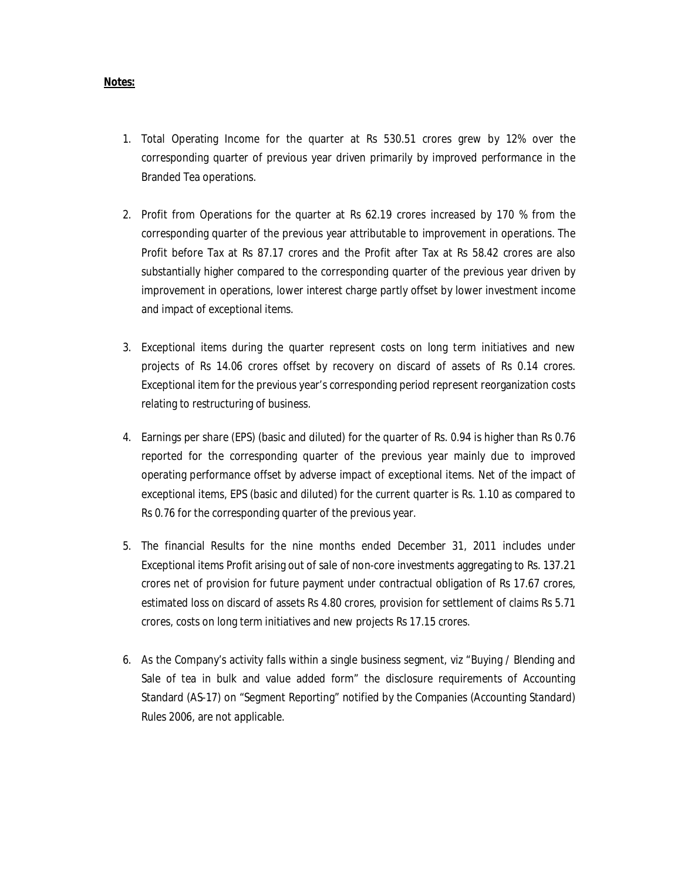**Notes:**

1. Total Operating Income for the quarter at Rs 530.51 crores grew by 12% over the corresponding quarter of previous year driven primarily by improved performance in the Branded Tea operations.

2. Profit from Operations for the quarter at Rs 62.19 crores increased by 170 % from the corresponding quarter of the previous year attributable to improvement in operations. The Profit before Tax at Rs 87.17 crores and the Profit after Tax at Rs 58.42 crores are also substantially higher compared to the corresponding quarter of the previous year driven by improvement in operations, lower interest charge partly offset by lower investment income and impact of exceptional items.

3. Exceptional items during the quarter represent costs on long term initiatives and new projects of Rs 14.06 crores offset by recovery on discard of assets of Rs 0.14 crores. Exceptional item for the previous year's corresponding period represent reorganization costs relating to restructuring of business.

4. Earnings per share (EPS) (basic and diluted) for the quarter of Rs. 0.94 is higher than Rs 0.76 reported for the corresponding quarter of the previous year mainly due to improved operating performance offset by adverse impact of exceptional items. Net of the impact of exceptional items, EPS (basic and diluted) for the current quarter is Rs. 1.10 as compared to Rs 0.76 for the corresponding quarter of the previous year.

5. The financial Results for the nine months ended December 31, 2011 includes under Exceptional items Profit arising out of sale of non-core investments aggregating to Rs. 137.21 crores net of provision for future payment under contractual obligation of Rs 17.67 crores, estimated loss on discard of assets Rs 4.80 crores, provision for settlement of claims Rs 5.71 crores, costs on long term initiatives and new projects Rs 17.15 crores.

6. As the Company's activity falls within a single business segment, viz "Buying / Blending and Sale of tea in bulk and value added form" the disclosure requirements of Accounting Standard (AS-17) on "Segment Reporting" notified by the Companies (Accounting Standard) Rules 2006, are not applicable.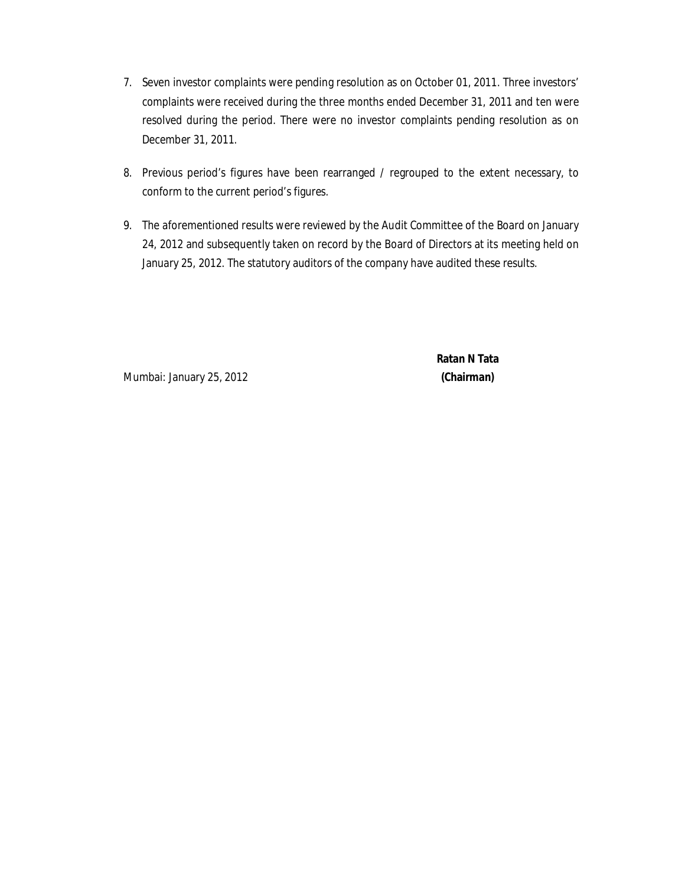7. Seven investor complaints were pending resolution as on October 01, 2011. Three investors' complaints were received during the three months ended December 31, 2011 and ten were resolved during the period. There were no investor complaints pending resolution as on December 31, 2011.

8. Previous period's figures have been rearranged / regrouped to the extent necessary, to conform to the current period's figures.

9. The aforementioned results were reviewed by the Audit Committee of the Board on January 24, 2012 and subsequently taken on record by the Board of Directors at its meeting held on January 25, 2012. The statutory auditors of the company have audited these results.

**Ratan N Tata**
**(Chairman)**

Mumbai: January 25, 2012